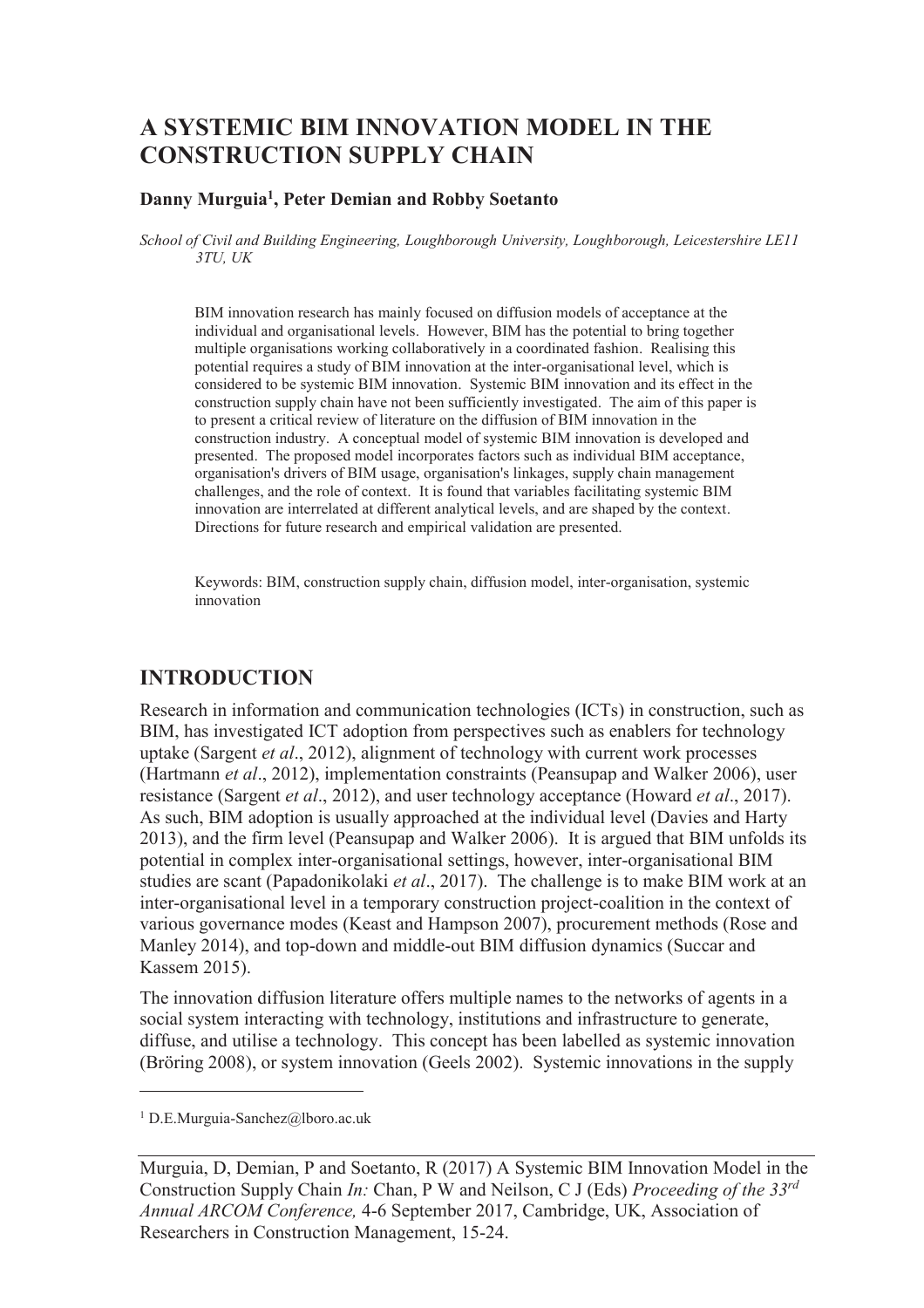# A SYSTEMIC BIM INNOVATION MODEL IN THE CONSTRUCTION SUPPLY CHAIN

**Danny Murguia[1], Peter Demian and Robby Soetanto**

*School of Civil and Building Engineering, Loughborough University, Loughborough, Leicestershire LE11 3TU, UK*

BIM innovation research has mainly focused on diffusion models of acceptance at the individual and organisational levels. However, BIM has the potential to bring together multiple organisations working collaboratively in a coordinated fashion. Realising this potential requires a study of BIM innovation at the inter-organisational level, which is considered to be systemic BIM innovation. Systemic BIM innovation and its effect in the construction supply chain have not been sufficiently investigated. The aim of this paper is to present a critical review of literature on the diffusion of BIM innovation in the construction industry. A conceptual model of systemic BIM innovation is developed and presented. The proposed model incorporates factors such as individual BIM acceptance, organisation's drivers of BIM usage, organisation's linkages, supply chain management challenges, and the role of context. It is found that variables facilitating systemic BIM innovation are interrelated at different analytical levels, and are shaped by the context. Directions for future research and empirical validation are presented.

Keywords: BIM, construction supply chain, diffusion model, inter-organisation, systemic innovation

## INTRODUCTION

Research in information and communication technologies (ICTs) in construction, such as BIM, has investigated ICT adoption from perspectives such as enablers for technology uptake (Sargent *et al*., 2012), alignment of technology with current work processes (Hartmann *et al*., 2012), implementation constraints (Peansupap and Walker 2006), user resistance (Sargent *et al*., 2012), and user technology acceptance (Howard *et al*., 2017). As such, BIM adoption is usually approached at the individual level (Davies and Harty 2013), and the firm level (Peansupap and Walker 2006). It is argued that BIM unfolds its potential in complex inter-organisational settings, however, inter-organisational BIM studies are scant (Papadonikolaki *et al*., 2017). The challenge is to make BIM work at an inter-organisational level in a temporary construction project-coalition in the context of various governance modes (Keast and Hampson 2007), procurement methods (Rose and Manley 2014), and top-down and middle-out BIM diffusion dynamics (Succar and Kassem 2015).

The innovation diffusion literature offers multiple names to the networks of agents in a social system interacting with technology, institutions and infrastructure to generate, diffuse, and utilise a technology. This concept has been labelled as systemic innovation (Bröring 2008), or system innovation (Geels 2002). Systemic innovations in the supply

[1] D.E.Murguia-Sanchez@lboro.ac.uk

Murguia, D, Demian, P and Soetanto, R (2017) A Systemic BIM Innovation Model in the Construction Supply Chain *In:* Chan, P W and Neilson, C J (Eds) *Proceeding of the 33rd Annual ARCOM Conference,* 4-6 September 2017, Cambridge, UK, Association of Researchers in Construction Management, 15-24.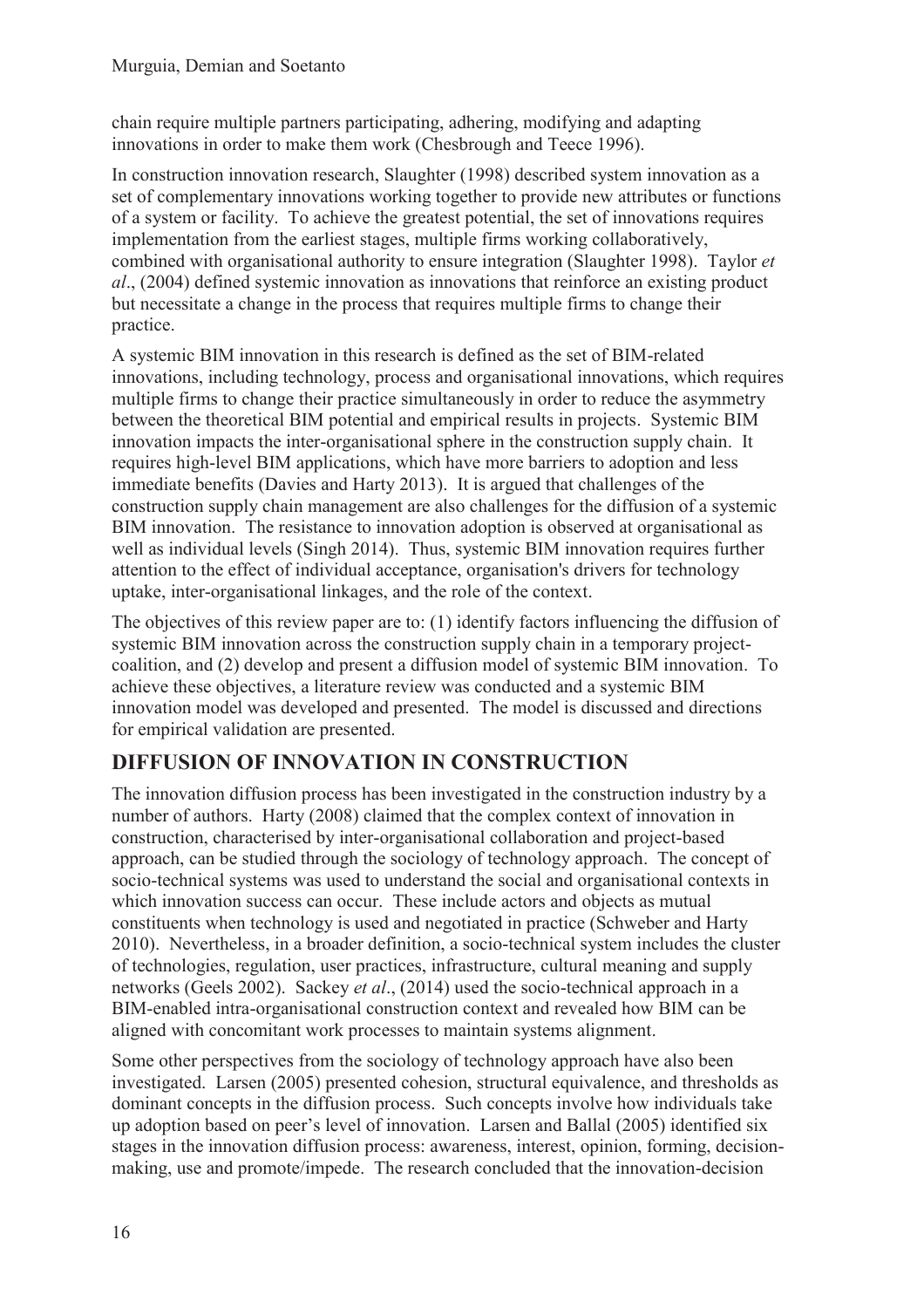chain require multiple partners participating, adhering, modifying and adapting innovations in order to make them work (Chesbrough and Teece 1996).

In construction innovation research, Slaughter (1998) described system innovation as a set of complementary innovations working together to provide new attributes or functions of a system or facility. To achieve the greatest potential, the set of innovations requires implementation from the earliest stages, multiple firms working collaboratively, combined with organisational authority to ensure integration (Slaughter 1998). Taylor *et al*., (2004) defined systemic innovation as innovations that reinforce an existing product but necessitate a change in the process that requires multiple firms to change their practice.

A systemic BIM innovation in this research is defined as the set of BIM-related innovations, including technology, process and organisational innovations, which requires multiple firms to change their practice simultaneously in order to reduce the asymmetry between the theoretical BIM potential and empirical results in projects. Systemic BIM innovation impacts the inter-organisational sphere in the construction supply chain. It requires high-level BIM applications, which have more barriers to adoption and less immediate benefits (Davies and Harty 2013). It is argued that challenges of the construction supply chain management are also challenges for the diffusion of a systemic BIM innovation. The resistance to innovation adoption is observed at organisational as well as individual levels (Singh 2014). Thus, systemic BIM innovation requires further attention to the effect of individual acceptance, organisation's drivers for technology uptake, inter-organisational linkages, and the role of the context.

The objectives of this review paper are to: (1) identify factors influencing the diffusion of systemic BIM innovation across the construction supply chain in a temporary project-coalition, and (2) develop and present a diffusion model of systemic BIM innovation. To achieve these objectives, a literature review was conducted and a systemic BIM innovation model was developed and presented. The model is discussed and directions for empirical validation are presented.

## DIFFUSION OF INNOVATION IN CONSTRUCTION

The innovation diffusion process has been investigated in the construction industry by a number of authors. Harty (2008) claimed that the complex context of innovation in construction, characterised by inter-organisational collaboration and project-based approach, can be studied through the sociology of technology approach. The concept of socio-technical systems was used to understand the social and organisational contexts in which innovation success can occur. These include actors and objects as mutual constituents when technology is used and negotiated in practice (Schweber and Harty 2010). Nevertheless, in a broader definition, a socio-technical system includes the cluster of technologies, regulation, user practices, infrastructure, cultural meaning and supply networks (Geels 2002). Sackey *et al*., (2014) used the socio-technical approach in a BIM-enabled intra-organisational construction context and revealed how BIM can be aligned with concomitant work processes to maintain systems alignment.

Some other perspectives from the sociology of technology approach have also been investigated. Larsen (2005) presented cohesion, structural equivalence, and thresholds as dominant concepts in the diffusion process. Such concepts involve how individuals take up adoption based on peer's level of innovation. Larsen and Ballal (2005) identified six stages in the innovation diffusion process: awareness, interest, opinion, forming, decision-making, use and promote/impede. The research concluded that the innovation-decision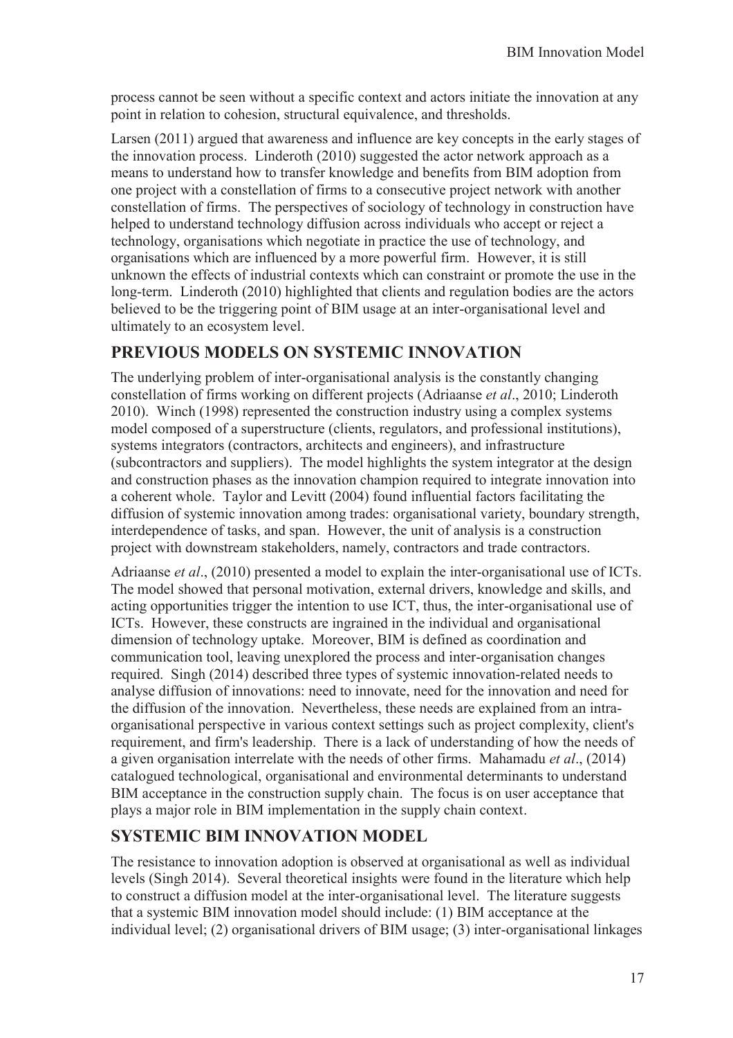process cannot be seen without a specific context and actors initiate the innovation at any point in relation to cohesion, structural equivalence, and thresholds.

Larsen (2011) argued that awareness and influence are key concepts in the early stages of the innovation process. Linderoth (2010) suggested the actor network approach as a means to understand how to transfer knowledge and benefits from BIM adoption from one project with a constellation of firms to a consecutive project network with another constellation of firms. The perspectives of sociology of technology in construction have helped to understand technology diffusion across individuals who accept or reject a technology, organisations which negotiate in practice the use of technology, and organisations which are influenced by a more powerful firm. However, it is still unknown the effects of industrial contexts which can constraint or promote the use in the long-term. Linderoth (2010) highlighted that clients and regulation bodies are the actors believed to be the triggering point of BIM usage at an inter-organisational level and ultimately to an ecosystem level.

## PREVIOUS MODELS ON SYSTEMIC INNOVATION

The underlying problem of inter-organisational analysis is the constantly changing constellation of firms working on different projects (Adriaanse *et al*., 2010; Linderoth 2010). Winch (1998) represented the construction industry using a complex systems model composed of a superstructure (clients, regulators, and professional institutions), systems integrators (contractors, architects and engineers), and infrastructure (subcontractors and suppliers). The model highlights the system integrator at the design and construction phases as the innovation champion required to integrate innovation into a coherent whole. Taylor and Levitt (2004) found influential factors facilitating the diffusion of systemic innovation among trades: organisational variety, boundary strength, interdependence of tasks, and span. However, the unit of analysis is a construction project with downstream stakeholders, namely, contractors and trade contractors.

Adriaanse *et al*., (2010) presented a model to explain the inter-organisational use of ICTs. The model showed that personal motivation, external drivers, knowledge and skills, and acting opportunities trigger the intention to use ICT, thus, the inter-organisational use of ICTs. However, these constructs are ingrained in the individual and organisational dimension of technology uptake. Moreover, BIM is defined as coordination and communication tool, leaving unexplored the process and inter-organisation changes required. Singh (2014) described three types of systemic innovation-related needs to analyse diffusion of innovations: need to innovate, need for the innovation and need for the diffusion of the innovation. Nevertheless, these needs are explained from an intra-organisational perspective in various context settings such as project complexity, client's requirement, and firm's leadership. There is a lack of understanding of how the needs of a given organisation interrelate with the needs of other firms. Mahamadu *et al*., (2014) catalogued technological, organisational and environmental determinants to understand BIM acceptance in the construction supply chain. The focus is on user acceptance that plays a major role in BIM implementation in the supply chain context.

## SYSTEMIC BIM INNOVATION MODEL

The resistance to innovation adoption is observed at organisational as well as individual levels (Singh 2014). Several theoretical insights were found in the literature which help to construct a diffusion model at the inter-organisational level. The literature suggests that a systemic BIM innovation model should include: (1) BIM acceptance at the individual level; (2) organisational drivers of BIM usage; (3) inter-organisational linkages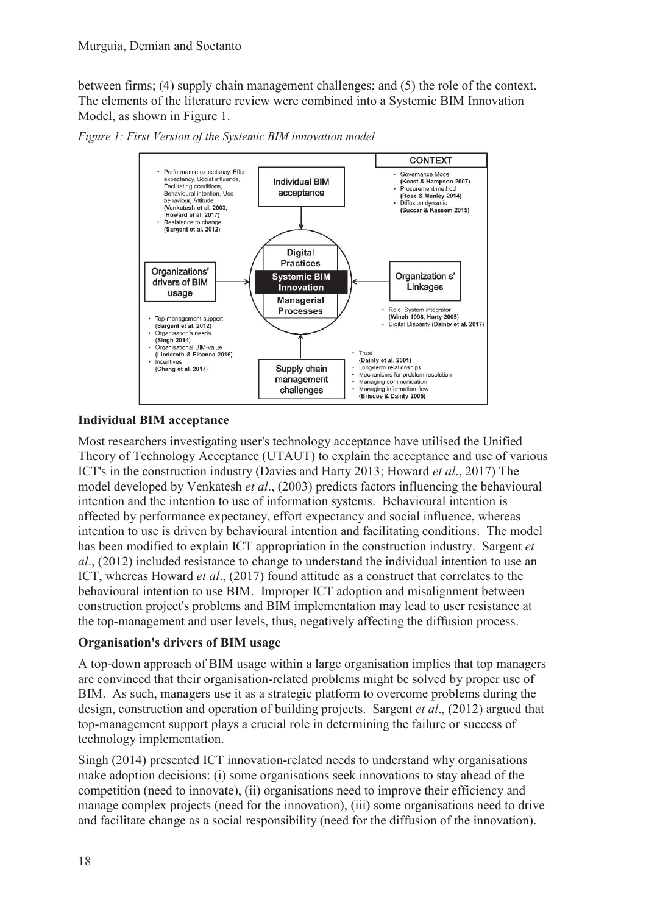between firms; (4) supply chain management challenges; and (5) the role of the context. The elements of the literature review were combined into a Systemic BIM Innovation Model, as shown in Figure 1.

*Figure 1: First Version of the Systemic BIM innovation model*

**CONTEXT**
- Governance Mode **(Keast & Hampson 2007)**
- Procurement method **(Rose & Manley 2014)**
- Diffusion dynamic **(Succar & Kassem 2015)**

**Individual BIM acceptance**
- Performance expectancy, Effort expectancy, Social influence, Facilitating conditions, Behavioural intention, Use behaviour, Attitude **(Venkatesh et al. 2003, Howard et al. 2017)**
- Resistance to change **(Sargent et al. 2012)**

**Systemic BIM Innovation** (Digital Practices / Managerial Processes)

**Organizations' drivers of BIM usage**
- Top-management support **(Sargent et al. 2012)**
- Organisation's needs **(Singh 2014)**
- Organisational BIM-value **(Linderoth & Elbanna 2016)**
- Incentives **(Chang et al. 2017)**

**Organization s' Linkages**
- Role: System integrator **(Winch 1998, Harty 2005)**
- Digital Disparity **(Dainty et al. 2017)**

**Supply chain management challenges**
- Trust **(Dainty et al. 2001)**
- Long-term relationships
- Mechanisms for problem resolution
- Managing communication
- Managing information flow **(Briscoe & Dainty 2005)**

### Individual BIM acceptance

Most researchers investigating user's technology acceptance have utilised the Unified Theory of Technology Acceptance (UTAUT) to explain the acceptance and use of various ICT's in the construction industry (Davies and Harty 2013; Howard *et al*., 2017) The model developed by Venkatesh *et al*., (2003) predicts factors influencing the behavioural intention and the intention to use of information systems. Behavioural intention is affected by performance expectancy, effort expectancy and social influence, whereas intention to use is driven by behavioural intention and facilitating conditions. The model has been modified to explain ICT appropriation in the construction industry. Sargent *et al*., (2012) included resistance to change to understand the individual intention to use an ICT, whereas Howard *et al*., (2017) found attitude as a construct that correlates to the behavioural intention to use BIM. Improper ICT adoption and misalignment between construction project's problems and BIM implementation may lead to user resistance at the top-management and user levels, thus, negatively affecting the diffusion process.

### Organisation's drivers of BIM usage

A top-down approach of BIM usage within a large organisation implies that top managers are convinced that their organisation-related problems might be solved by proper use of BIM. As such, managers use it as a strategic platform to overcome problems during the design, construction and operation of building projects. Sargent *et al*., (2012) argued that top-management support plays a crucial role in determining the failure or success of technology implementation.

Singh (2014) presented ICT innovation-related needs to understand why organisations make adoption decisions: (i) some organisations seek innovations to stay ahead of the competition (need to innovate), (ii) organisations need to improve their efficiency and manage complex projects (need for the innovation), (iii) some organisations need to drive and facilitate change as a social responsibility (need for the diffusion of the innovation).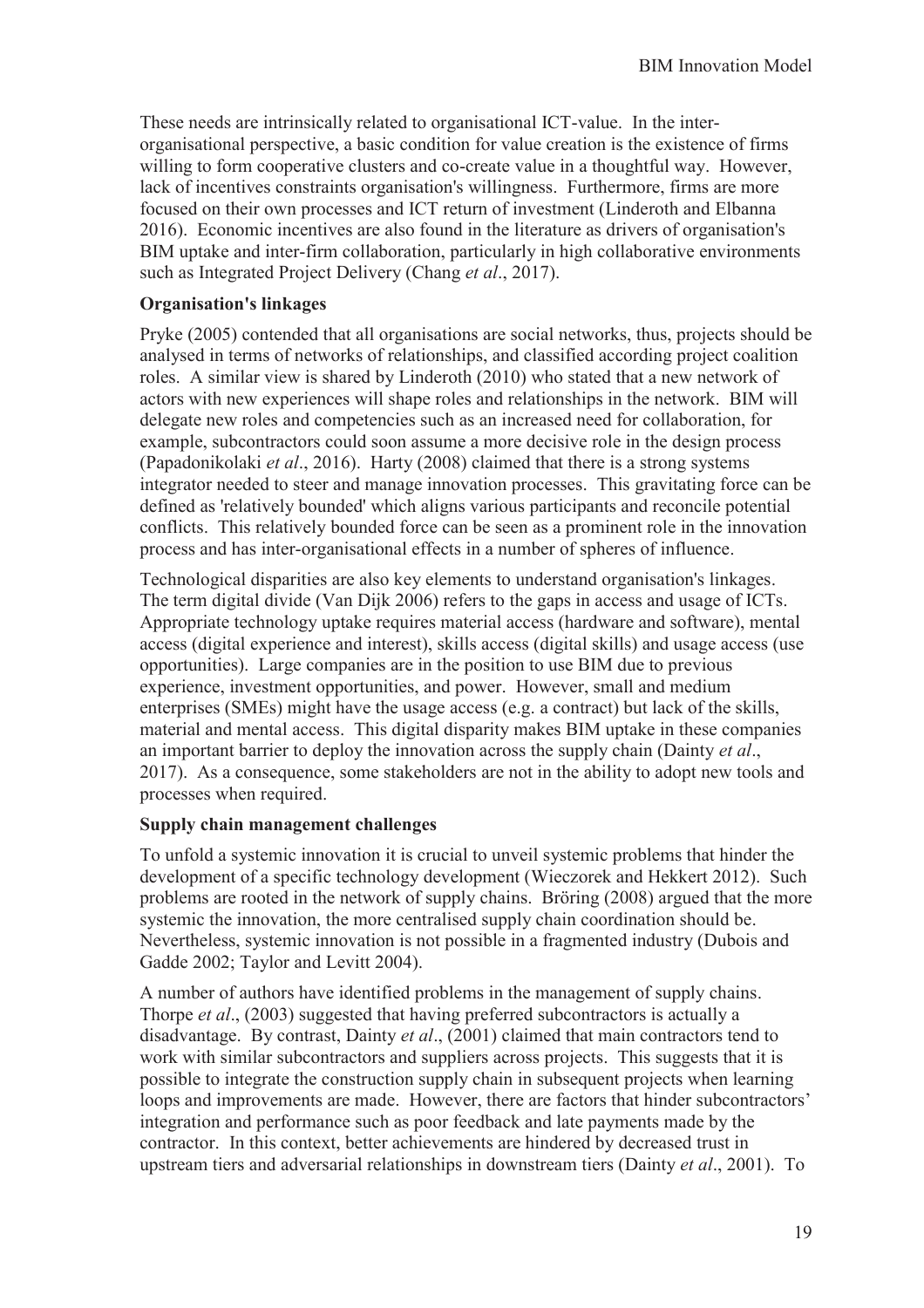These needs are intrinsically related to organisational ICT-value. In the inter-organisational perspective, a basic condition for value creation is the existence of firms willing to form cooperative clusters and co-create value in a thoughtful way. However, lack of incentives constraints organisation's willingness. Furthermore, firms are more focused on their own processes and ICT return of investment (Linderoth and Elbanna 2016). Economic incentives are also found in the literature as drivers of organisation's BIM uptake and inter-firm collaboration, particularly in high collaborative environments such as Integrated Project Delivery (Chang *et al*., 2017).

**Organisation's linkages**

Pryke (2005) contended that all organisations are social networks, thus, projects should be analysed in terms of networks of relationships, and classified according project coalition roles. A similar view is shared by Linderoth (2010) who stated that a new network of actors with new experiences will shape roles and relationships in the network. BIM will delegate new roles and competencies such as an increased need for collaboration, for example, subcontractors could soon assume a more decisive role in the design process (Papadonikolaki *et al*., 2016). Harty (2008) claimed that there is a strong systems integrator needed to steer and manage innovation processes. This gravitating force can be defined as 'relatively bounded' which aligns various participants and reconcile potential conflicts. This relatively bounded force can be seen as a prominent role in the innovation process and has inter-organisational effects in a number of spheres of influence.

Technological disparities are also key elements to understand organisation's linkages. The term digital divide (Van Dijk 2006) refers to the gaps in access and usage of ICTs. Appropriate technology uptake requires material access (hardware and software), mental access (digital experience and interest), skills access (digital skills) and usage access (use opportunities). Large companies are in the position to use BIM due to previous experience, investment opportunities, and power. However, small and medium enterprises (SMEs) might have the usage access (e.g. a contract) but lack of the skills, material and mental access. This digital disparity makes BIM uptake in these companies an important barrier to deploy the innovation across the supply chain (Dainty *et al*., 2017). As a consequence, some stakeholders are not in the ability to adopt new tools and processes when required.

**Supply chain management challenges**

To unfold a systemic innovation it is crucial to unveil systemic problems that hinder the development of a specific technology development (Wieczorek and Hekkert 2012). Such problems are rooted in the network of supply chains. Bröring (2008) argued that the more systemic the innovation, the more centralised supply chain coordination should be. Nevertheless, systemic innovation is not possible in a fragmented industry (Dubois and Gadde 2002; Taylor and Levitt 2004).

A number of authors have identified problems in the management of supply chains. Thorpe *et al*., (2003) suggested that having preferred subcontractors is actually a disadvantage. By contrast, Dainty *et al*., (2001) claimed that main contractors tend to work with similar subcontractors and suppliers across projects. This suggests that it is possible to integrate the construction supply chain in subsequent projects when learning loops and improvements are made. However, there are factors that hinder subcontractors' integration and performance such as poor feedback and late payments made by the contractor. In this context, better achievements are hindered by decreased trust in upstream tiers and adversarial relationships in downstream tiers (Dainty *et al*., 2001). To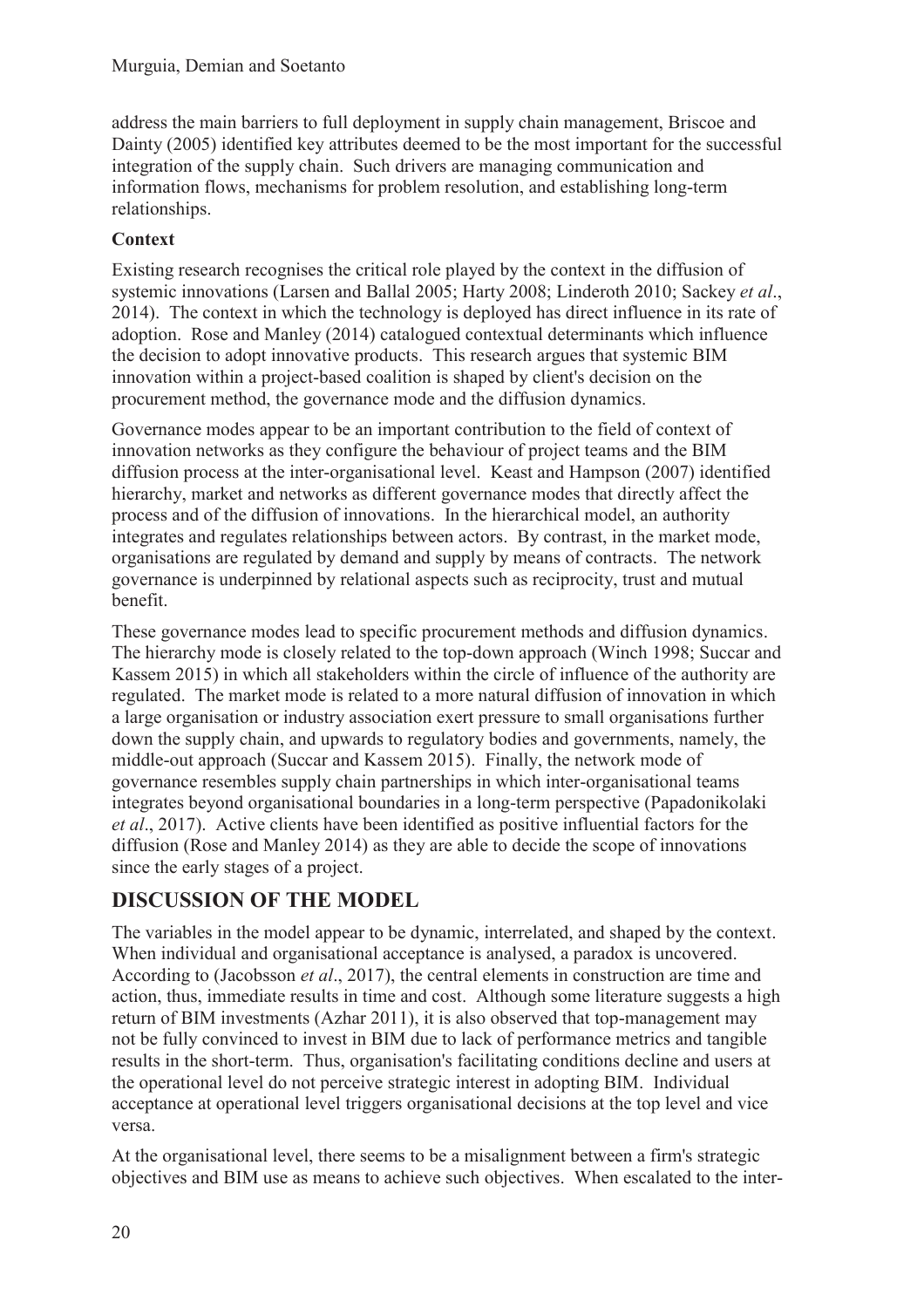address the main barriers to full deployment in supply chain management, Briscoe and Dainty (2005) identified key attributes deemed to be the most important for the successful integration of the supply chain. Such drivers are managing communication and information flows, mechanisms for problem resolution, and establishing long-term relationships.

### Context

Existing research recognises the critical role played by the context in the diffusion of systemic innovations (Larsen and Ballal 2005; Harty 2008; Linderoth 2010; Sackey *et al*., 2014). The context in which the technology is deployed has direct influence in its rate of adoption. Rose and Manley (2014) catalogued contextual determinants which influence the decision to adopt innovative products. This research argues that systemic BIM innovation within a project-based coalition is shaped by client's decision on the procurement method, the governance mode and the diffusion dynamics.

Governance modes appear to be an important contribution to the field of context of innovation networks as they configure the behaviour of project teams and the BIM diffusion process at the inter-organisational level. Keast and Hampson (2007) identified hierarchy, market and networks as different governance modes that directly affect the process and of the diffusion of innovations. In the hierarchical model, an authority integrates and regulates relationships between actors. By contrast, in the market mode, organisations are regulated by demand and supply by means of contracts. The network governance is underpinned by relational aspects such as reciprocity, trust and mutual benefit.

These governance modes lead to specific procurement methods and diffusion dynamics. The hierarchy mode is closely related to the top-down approach (Winch 1998; Succar and Kassem 2015) in which all stakeholders within the circle of influence of the authority are regulated. The market mode is related to a more natural diffusion of innovation in which a large organisation or industry association exert pressure to small organisations further down the supply chain, and upwards to regulatory bodies and governments, namely, the middle-out approach (Succar and Kassem 2015). Finally, the network mode of governance resembles supply chain partnerships in which inter-organisational teams integrates beyond organisational boundaries in a long-term perspective (Papadonikolaki *et al*., 2017). Active clients have been identified as positive influential factors for the diffusion (Rose and Manley 2014) as they are able to decide the scope of innovations since the early stages of a project.

## DISCUSSION OF THE MODEL

The variables in the model appear to be dynamic, interrelated, and shaped by the context. When individual and organisational acceptance is analysed, a paradox is uncovered. According to (Jacobsson *et al*., 2017), the central elements in construction are time and action, thus, immediate results in time and cost. Although some literature suggests a high return of BIM investments (Azhar 2011), it is also observed that top-management may not be fully convinced to invest in BIM due to lack of performance metrics and tangible results in the short-term. Thus, organisation's facilitating conditions decline and users at the operational level do not perceive strategic interest in adopting BIM. Individual acceptance at operational level triggers organisational decisions at the top level and vice versa.

At the organisational level, there seems to be a misalignment between a firm's strategic objectives and BIM use as means to achieve such objectives. When escalated to the inter-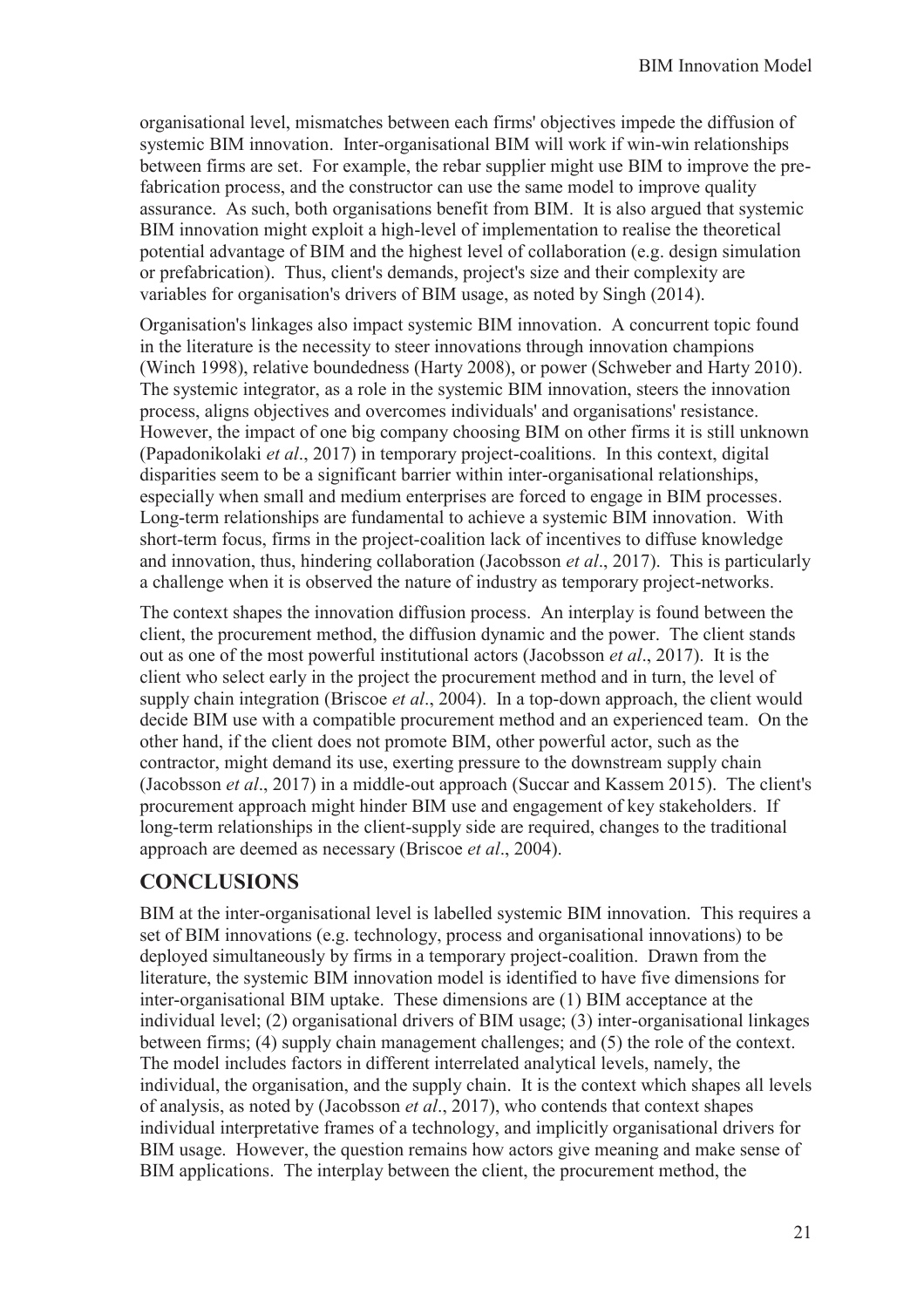organisational level, mismatches between each firms' objectives impede the diffusion of systemic BIM innovation. Inter-organisational BIM will work if win-win relationships between firms are set. For example, the rebar supplier might use BIM to improve the pre-fabrication process, and the constructor can use the same model to improve quality assurance. As such, both organisations benefit from BIM. It is also argued that systemic BIM innovation might exploit a high-level of implementation to realise the theoretical potential advantage of BIM and the highest level of collaboration (e.g. design simulation or prefabrication). Thus, client's demands, project's size and their complexity are variables for organisation's drivers of BIM usage, as noted by Singh (2014).

Organisation's linkages also impact systemic BIM innovation. A concurrent topic found in the literature is the necessity to steer innovations through innovation champions (Winch 1998), relative boundedness (Harty 2008), or power (Schweber and Harty 2010). The systemic integrator, as a role in the systemic BIM innovation, steers the innovation process, aligns objectives and overcomes individuals' and organisations' resistance. However, the impact of one big company choosing BIM on other firms it is still unknown (Papadonikolaki *et al*., 2017) in temporary project-coalitions. In this context, digital disparities seem to be a significant barrier within inter-organisational relationships, especially when small and medium enterprises are forced to engage in BIM processes. Long-term relationships are fundamental to achieve a systemic BIM innovation. With short-term focus, firms in the project-coalition lack of incentives to diffuse knowledge and innovation, thus, hindering collaboration (Jacobsson *et al*., 2017). This is particularly a challenge when it is observed the nature of industry as temporary project-networks.

The context shapes the innovation diffusion process. An interplay is found between the client, the procurement method, the diffusion dynamic and the power. The client stands out as one of the most powerful institutional actors (Jacobsson *et al*., 2017). It is the client who select early in the project the procurement method and in turn, the level of supply chain integration (Briscoe *et al*., 2004). In a top-down approach, the client would decide BIM use with a compatible procurement method and an experienced team. On the other hand, if the client does not promote BIM, other powerful actor, such as the contractor, might demand its use, exerting pressure to the downstream supply chain (Jacobsson *et al*., 2017) in a middle-out approach (Succar and Kassem 2015). The client's procurement approach might hinder BIM use and engagement of key stakeholders. If long-term relationships in the client-supply side are required, changes to the traditional approach are deemed as necessary (Briscoe *et al*., 2004).

## CONCLUSIONS

BIM at the inter-organisational level is labelled systemic BIM innovation. This requires a set of BIM innovations (e.g. technology, process and organisational innovations) to be deployed simultaneously by firms in a temporary project-coalition. Drawn from the literature, the systemic BIM innovation model is identified to have five dimensions for inter-organisational BIM uptake. These dimensions are (1) BIM acceptance at the individual level; (2) organisational drivers of BIM usage; (3) inter-organisational linkages between firms; (4) supply chain management challenges; and (5) the role of the context. The model includes factors in different interrelated analytical levels, namely, the individual, the organisation, and the supply chain. It is the context which shapes all levels of analysis, as noted by (Jacobsson *et al*., 2017), who contends that context shapes individual interpretative frames of a technology, and implicitly organisational drivers for BIM usage. However, the question remains how actors give meaning and make sense of BIM applications. The interplay between the client, the procurement method, the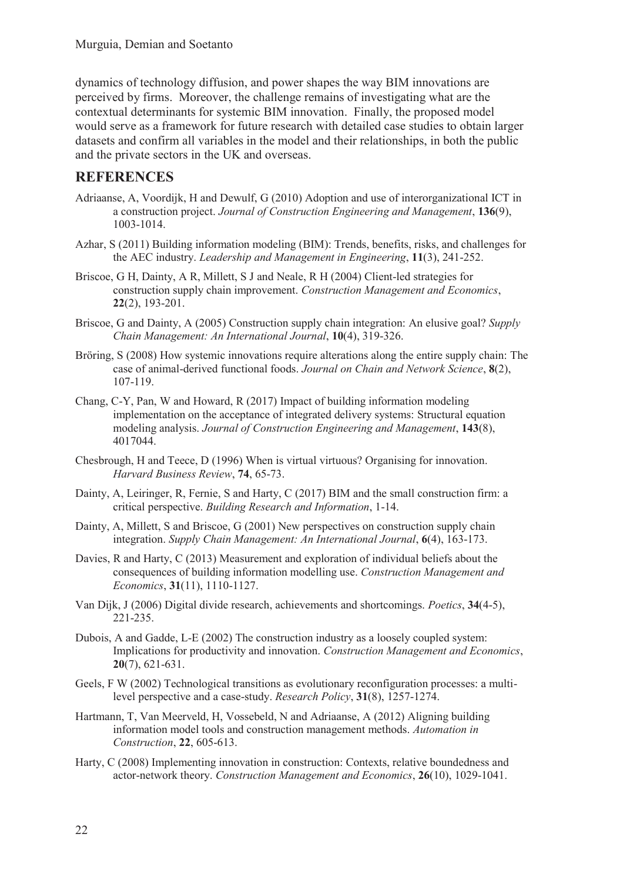dynamics of technology diffusion, and power shapes the way BIM innovations are perceived by firms. Moreover, the challenge remains of investigating what are the contextual determinants for systemic BIM innovation. Finally, the proposed model would serve as a framework for future research with detailed case studies to obtain larger datasets and confirm all variables in the model and their relationships, in both the public and the private sectors in the UK and overseas.

## REFERENCES

Adriaanse, A, Voordijk, H and Dewulf, G (2010) Adoption and use of interorganizational ICT in a construction project. *Journal of Construction Engineering and Management*, **136**(9), 1003-1014.

Azhar, S (2011) Building information modeling (BIM): Trends, benefits, risks, and challenges for the AEC industry. *Leadership and Management in Engineering*, **11**(3), 241-252.

Briscoe, G H, Dainty, A R, Millett, S J and Neale, R H (2004) Client-led strategies for construction supply chain improvement. *Construction Management and Economics*, **22**(2), 193-201.

Briscoe, G and Dainty, A (2005) Construction supply chain integration: An elusive goal? *Supply Chain Management: An International Journal*, **10**(4), 319-326.

Bröring, S (2008) How systemic innovations require alterations along the entire supply chain: The case of animal-derived functional foods. *Journal on Chain and Network Science*, **8**(2), 107-119.

Chang, C-Y, Pan, W and Howard, R (2017) Impact of building information modeling implementation on the acceptance of integrated delivery systems: Structural equation modeling analysis. *Journal of Construction Engineering and Management*, **143**(8), 4017044.

Chesbrough, H and Teece, D (1996) When is virtual virtuous? Organising for innovation. *Harvard Business Review*, **74**, 65-73.

Dainty, A, Leiringer, R, Fernie, S and Harty, C (2017) BIM and the small construction firm: a critical perspective. *Building Research and Information*, 1-14.

Dainty, A, Millett, S and Briscoe, G (2001) New perspectives on construction supply chain integration. *Supply Chain Management: An International Journal*, **6**(4), 163-173.

Davies, R and Harty, C (2013) Measurement and exploration of individual beliefs about the consequences of building information modelling use. *Construction Management and Economics*, **31**(11), 1110-1127.

Van Dijk, J (2006) Digital divide research, achievements and shortcomings. *Poetics*, **34**(4-5), 221-235.

Dubois, A and Gadde, L-E (2002) The construction industry as a loosely coupled system: Implications for productivity and innovation. *Construction Management and Economics*, **20**(7), 621-631.

Geels, F W (2002) Technological transitions as evolutionary reconfiguration processes: a multi-level perspective and a case-study. *Research Policy*, **31**(8), 1257-1274.

Hartmann, T, Van Meerveld, H, Vossebeld, N and Adriaanse, A (2012) Aligning building information model tools and construction management methods. *Automation in Construction*, **22**, 605-613.

Harty, C (2008) Implementing innovation in construction: Contexts, relative boundedness and actor-network theory. *Construction Management and Economics*, **26**(10), 1029-1041.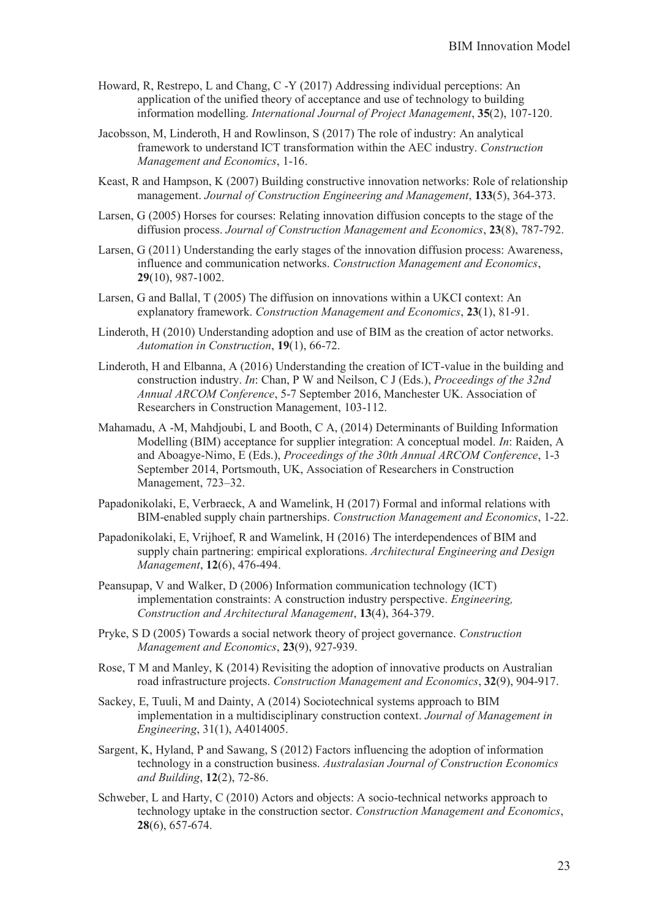Howard, R, Restrepo, L and Chang, C -Y (2017) Addressing individual perceptions: An application of the unified theory of acceptance and use of technology to building information modelling. *International Journal of Project Management*, **35**(2), 107-120.

Jacobsson, M, Linderoth, H and Rowlinson, S (2017) The role of industry: An analytical framework to understand ICT transformation within the AEC industry. *Construction Management and Economics*, 1-16.

Keast, R and Hampson, K (2007) Building constructive innovation networks: Role of relationship management. *Journal of Construction Engineering and Management*, **133**(5), 364-373.

Larsen, G (2005) Horses for courses: Relating innovation diffusion concepts to the stage of the diffusion process. *Journal of Construction Management and Economics*, **23**(8), 787-792.

Larsen, G (2011) Understanding the early stages of the innovation diffusion process: Awareness, influence and communication networks. *Construction Management and Economics*, **29**(10), 987-1002.

Larsen, G and Ballal, T (2005) The diffusion on innovations within a UKCI context: An explanatory framework. *Construction Management and Economics*, **23**(1), 81-91.

Linderoth, H (2010) Understanding adoption and use of BIM as the creation of actor networks. *Automation in Construction*, **19**(1), 66-72.

Linderoth, H and Elbanna, A (2016) Understanding the creation of ICT-value in the building and construction industry. *In*: Chan, P W and Neilson, C J (Eds.), *Proceedings of the 32nd Annual ARCOM Conference*, 5-7 September 2016, Manchester UK. Association of Researchers in Construction Management, 103-112.

Mahamadu, A -M, Mahdjoubi, L and Booth, C A, (2014) Determinants of Building Information Modelling (BIM) acceptance for supplier integration: A conceptual model. *In*: Raiden, A and Aboagye-Nimo, E (Eds.), *Proceedings of the 30th Annual ARCOM Conference*, 1-3 September 2014, Portsmouth, UK, Association of Researchers in Construction Management, 723–32.

Papadonikolaki, E, Verbraeck, A and Wamelink, H (2017) Formal and informal relations with BIM-enabled supply chain partnerships. *Construction Management and Economics*, 1-22.

Papadonikolaki, E, Vrijhoef, R and Wamelink, H (2016) The interdependences of BIM and supply chain partnering: empirical explorations. *Architectural Engineering and Design Management*, **12**(6), 476-494.

Peansupap, V and Walker, D (2006) Information communication technology (ICT) implementation constraints: A construction industry perspective. *Engineering, Construction and Architectural Management*, **13**(4), 364-379.

Pryke, S D (2005) Towards a social network theory of project governance. *Construction Management and Economics*, **23**(9), 927-939.

Rose, T M and Manley, K (2014) Revisiting the adoption of innovative products on Australian road infrastructure projects. *Construction Management and Economics*, **32**(9), 904-917.

Sackey, E, Tuuli, M and Dainty, A (2014) Sociotechnical systems approach to BIM implementation in a multidisciplinary construction context. *Journal of Management in Engineering*, 31(1), A4014005.

Sargent, K, Hyland, P and Sawang, S (2012) Factors influencing the adoption of information technology in a construction business. *Australasian Journal of Construction Economics and Building*, **12**(2), 72-86.

Schweber, L and Harty, C (2010) Actors and objects: A socio-technical networks approach to technology uptake in the construction sector. *Construction Management and Economics*, **28**(6), 657-674.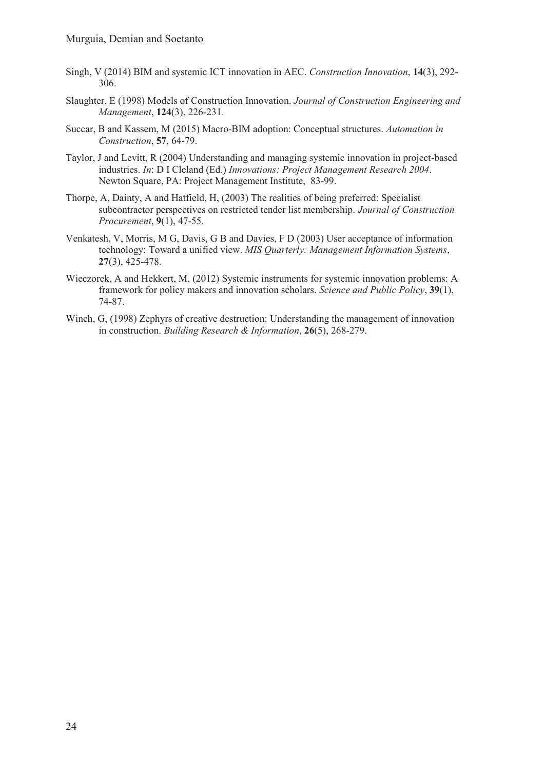Singh, V (2014) BIM and systemic ICT innovation in AEC. *Construction Innovation*, **14**(3), 292-306.

Slaughter, E (1998) Models of Construction Innovation. *Journal of Construction Engineering and Management*, **124**(3), 226-231.

Succar, B and Kassem, M (2015) Macro-BIM adoption: Conceptual structures. *Automation in Construction*, **57**, 64-79.

Taylor, J and Levitt, R (2004) Understanding and managing systemic innovation in project-based industries. *In*: D I Cleland (Ed.) *Innovations: Project Management Research 2004*. Newton Square, PA: Project Management Institute, 83-99.

Thorpe, A, Dainty, A and Hatfield, H, (2003) The realities of being preferred: Specialist subcontractor perspectives on restricted tender list membership. *Journal of Construction Procurement*, **9**(1), 47-55.

Venkatesh, V, Morris, M G, Davis, G B and Davies, F D (2003) User acceptance of information technology: Toward a unified view. *MIS Quarterly: Management Information Systems*, **27**(3), 425-478.

Wieczorek, A and Hekkert, M, (2012) Systemic instruments for systemic innovation problems: A framework for policy makers and innovation scholars. *Science and Public Policy*, **39**(1), 74-87.

Winch, G, (1998) Zephyrs of creative destruction: Understanding the management of innovation in construction. *Building Research & Information*, **26**(5), 268-279.